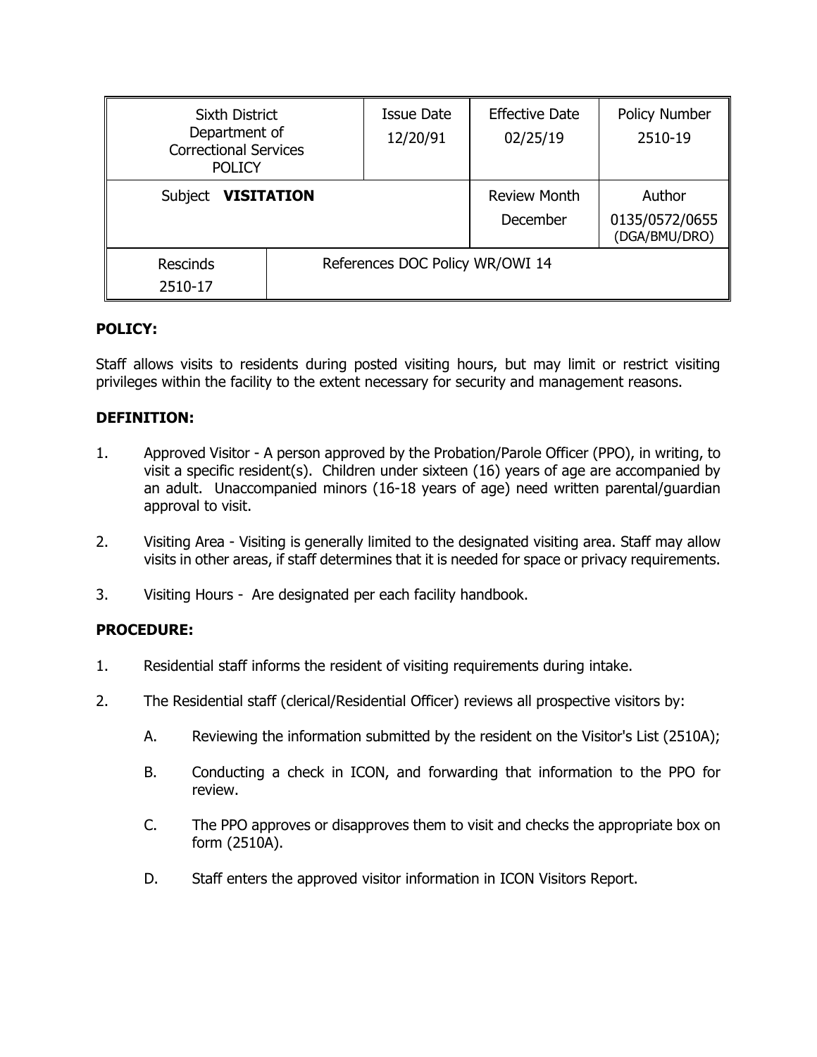| Sixth District Department of Correctional Services POLICY | | Issue Date 12/20/91 | Effective Date 02/25/19 | Policy Number 2510-19 |
|---|---|---|---|---|
| Subject **VISITATION** | | | Review Month December | Author 0135/0572/0655 (DGA/BMU/DRO) |
| Rescinds 2510-17 | References DOC Policy WR/OWI 14 | | | |

**POLICY:**

Staff allows visits to residents during posted visiting hours, but may limit or restrict visiting privileges within the facility to the extent necessary for security and management reasons.

**DEFINITION:**

1. Approved Visitor - A person approved by the Probation/Parole Officer (PPO), in writing, to visit a specific resident(s). Children under sixteen (16) years of age are accompanied by an adult. Unaccompanied minors (16-18 years of age) need written parental/guardian approval to visit.

2. Visiting Area - Visiting is generally limited to the designated visiting area. Staff may allow visits in other areas, if staff determines that it is needed for space or privacy requirements.

3. Visiting Hours - Are designated per each facility handbook.

**PROCEDURE:**

1. Residential staff informs the resident of visiting requirements during intake.

2. The Residential staff (clerical/Residential Officer) reviews all prospective visitors by:

   A. Reviewing the information submitted by the resident on the Visitor's List (2510A);

   B. Conducting a check in ICON, and forwarding that information to the PPO for review.

   C. The PPO approves or disapproves them to visit and checks the appropriate box on form (2510A).

   D. Staff enters the approved visitor information in ICON Visitors Report.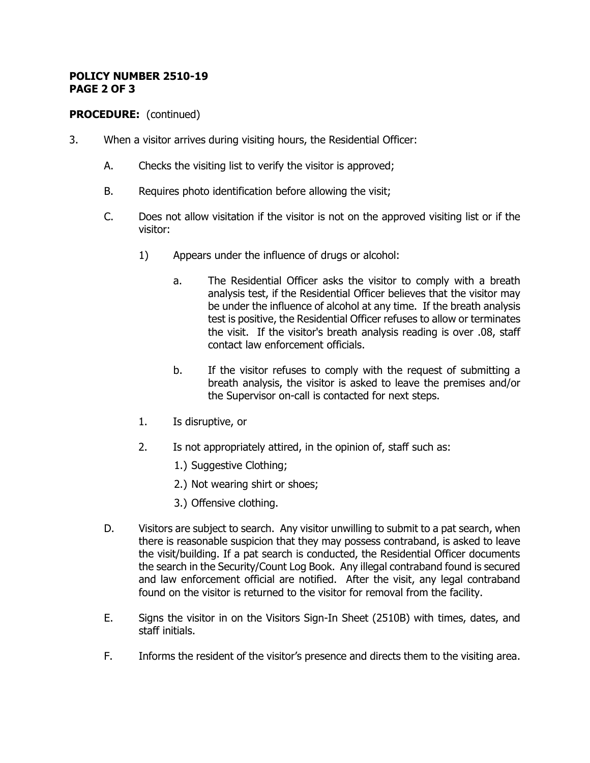**PROCEDURE:** (continued)

3. When a visitor arrives during visiting hours, the Residential Officer:

    A. Checks the visiting list to verify the visitor is approved;

    B. Requires photo identification before allowing the visit;

    C. Does not allow visitation if the visitor is not on the approved visiting list or if the visitor:

        1) Appears under the influence of drugs or alcohol:

            a. The Residential Officer asks the visitor to comply with a breath analysis test, if the Residential Officer believes that the visitor may be under the influence of alcohol at any time. If the breath analysis test is positive, the Residential Officer refuses to allow or terminates the visit. If the visitor's breath analysis reading is over .08, staff contact law enforcement officials.

            b. If the visitor refuses to comply with the request of submitting a breath analysis, the visitor is asked to leave the premises and/or the Supervisor on-call is contacted for next steps.

        1. Is disruptive, or

        2. Is not appropriately attired, in the opinion of, staff such as:

            1.) Suggestive Clothing;

            2.) Not wearing shirt or shoes;

            3.) Offensive clothing.

    D. Visitors are subject to search. Any visitor unwilling to submit to a pat search, when there is reasonable suspicion that they may possess contraband, is asked to leave the visit/building. If a pat search is conducted, the Residential Officer documents the search in the Security/Count Log Book. Any illegal contraband found is secured and law enforcement official are notified. After the visit, any legal contraband found on the visitor is returned to the visitor for removal from the facility.

    E. Signs the visitor in on the Visitors Sign-In Sheet (2510B) with times, dates, and staff initials.

    F. Informs the resident of the visitor's presence and directs them to the visiting area.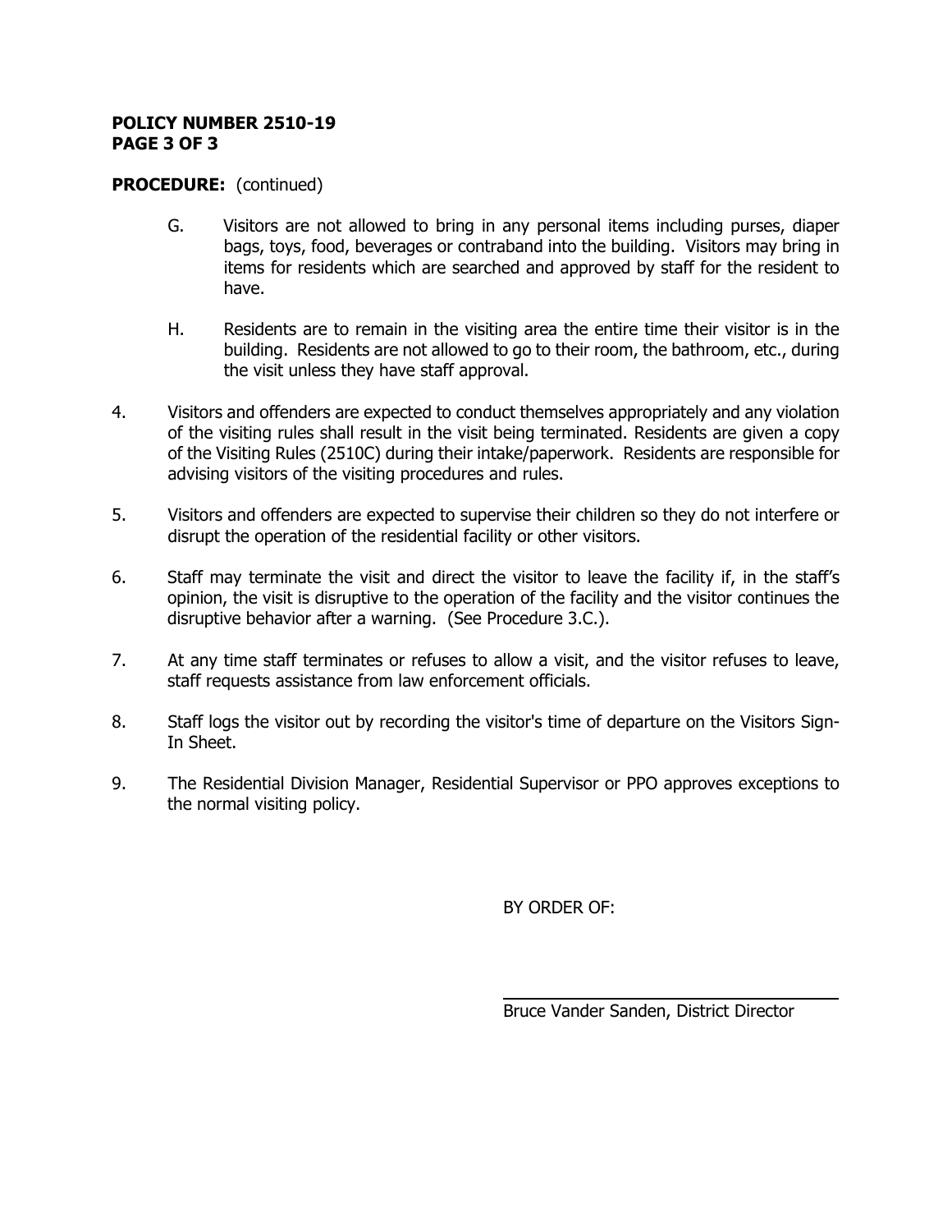**POLICY NUMBER 2510-19**

**PROCEDURE:** (continued)

   G. Visitors are not allowed to bring in any personal items including purses, diaper bags, toys, food, beverages or contraband into the building. Visitors may bring in items for residents which are searched and approved by staff for the resident to have.

   H. Residents are to remain in the visiting area the entire time their visitor is in the building. Residents are not allowed to go to their room, the bathroom, etc., during the visit unless they have staff approval.

4. Visitors and offenders are expected to conduct themselves appropriately and any violation of the visiting rules shall result in the visit being terminated. Residents are given a copy of the Visiting Rules (2510C) during their intake/paperwork. Residents are responsible for advising visitors of the visiting procedures and rules.

5. Visitors and offenders are expected to supervise their children so they do not interfere or disrupt the operation of the residential facility or other visitors.

6. Staff may terminate the visit and direct the visitor to leave the facility if, in the staff's opinion, the visit is disruptive to the operation of the facility and the visitor continues the disruptive behavior after a warning. (See Procedure 3.C.).

7. At any time staff terminates or refuses to allow a visit, and the visitor refuses to leave, staff requests assistance from law enforcement officials.

8. Staff logs the visitor out by recording the visitor's time of departure on the Visitors Sign-In Sheet.

9. The Residential Division Manager, Residential Supervisor or PPO approves exceptions to the normal visiting policy.

BY ORDER OF:

Bruce Vander Sanden, District Director